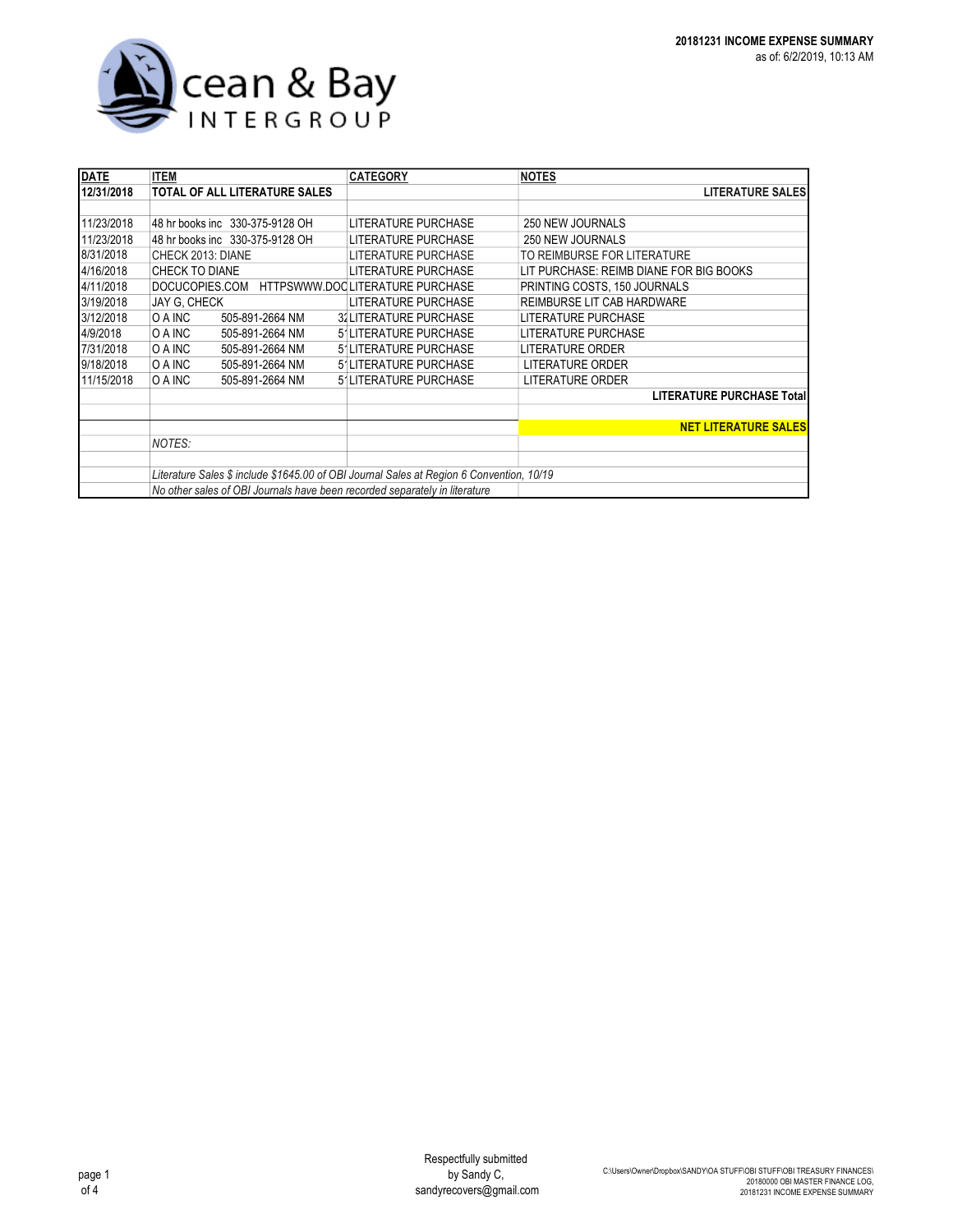**20181231 INCOME EXPENSE SUMMARY**
as of: 6/2/2019, 10:13 AM

Ocean & Bay INTERGROUP

| DATE | ITEM | CATEGORY | NOTES |
|---|---|---|---|
| **12/31/2018** | **TOTAL OF ALL LITERATURE SALES** | | **LITERATURE SALES** |
| | | | |
| 11/23/2018 | 48 hr books inc 330-375-9128 OH | LITERATURE PURCHASE | 250 NEW JOURNALS |
| 11/23/2018 | 48 hr books inc 330-375-9128 OH | LITERATURE PURCHASE | 250 NEW JOURNALS |
| 8/31/2018 | CHECK 2013: DIANE | LITERATURE PURCHASE | TO REIMBURSE FOR LITERATURE |
| 4/16/2018 | CHECK TO DIANE | LITERATURE PURCHASE | LIT PURCHASE: REIMB DIANE FOR BIG BOOKS |
| 4/11/2018 | DOCUCOPIES.COM HTTPSWWW.DOC | LITERATURE PURCHASE | PRINTING COSTS, 150 JOURNALS |
| 3/19/2018 | JAY G, CHECK | LITERATURE PURCHASE | REIMBURSE LIT CAB HARDWARE |
| 3/12/2018 | O A INC 505-891-2664 NM 3 | LITERATURE PURCHASE | LITERATURE PURCHASE |
| 4/9/2018 | O A INC 505-891-2664 NM 5 | LITERATURE PURCHASE | LITERATURE PURCHASE |
| 7/31/2018 | O A INC 505-891-2664 NM 5 | LITERATURE PURCHASE | LITERATURE ORDER |
| 9/18/2018 | O A INC 505-891-2664 NM 5 | LITERATURE PURCHASE | LITERATURE ORDER |
| 11/15/2018 | O A INC 505-891-2664 NM 5 | LITERATURE PURCHASE | LITERATURE ORDER |
| | | | **LITERATURE PURCHASE Total** |
| | | | |
| | | | **NET LITERATURE SALES** |
| | *NOTES:* | | |
| | | | |
| | *Literature Sales $ include $1645.00 of OBI Journal Sales at Region 6 Convention, 10/19* | | |
| | *No other sales of OBI Journals have been recorded separately in literature* | | |

Respectfully submitted
by Sandy C,
sandyrecovers@gmail.com

C:\Users\Owner\Dropbox\SANDY\OA STUFF\OBI STUFF\OBI TREASURY FINANCES\ 20180000 OBI MASTER FINANCE LOG, 20181231 INCOME EXPENSE SUMMARY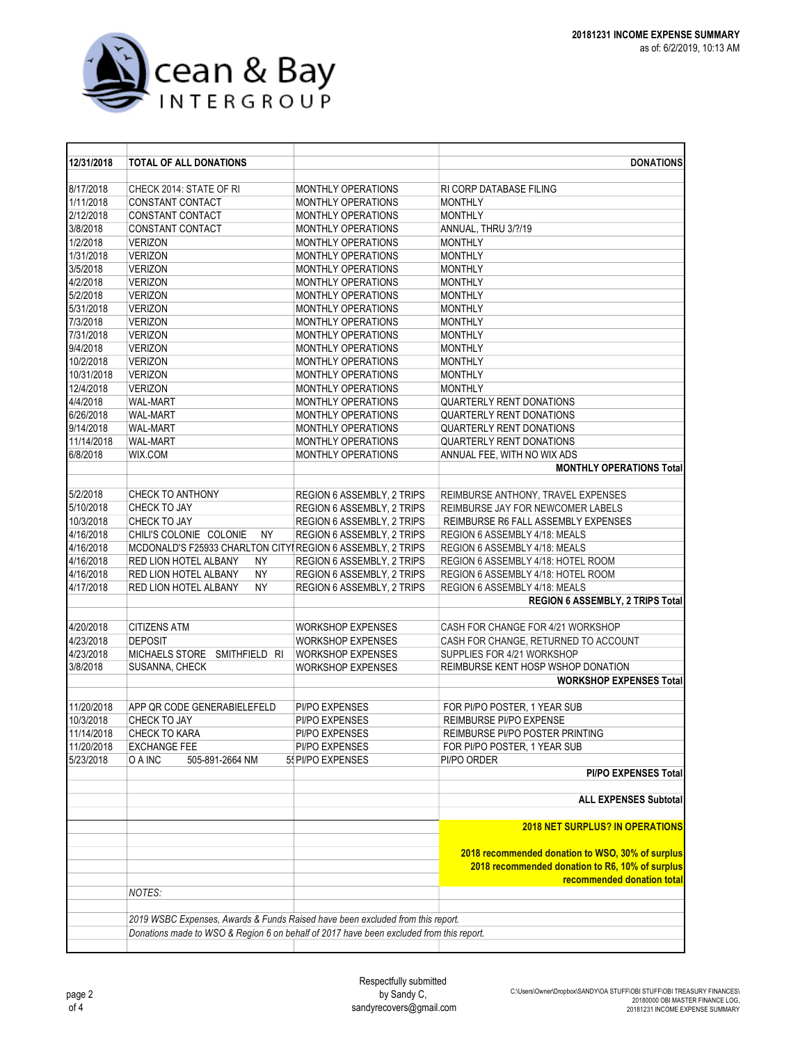**20181231 INCOME EXPENSE SUMMARY**
as of: 6/2/2019, 10:13 AM

| 12/31/2018 | TOTAL OF ALL DONATIONS | | DONATIONS |
|---|---|---|---|
| 8/17/2018 | CHECK 2014: STATE OF RI | MONTHLY OPERATIONS | RI CORP DATABASE FILING |
| 1/11/2018 | CONSTANT CONTACT | MONTHLY OPERATIONS | MONTHLY |
| 2/12/2018 | CONSTANT CONTACT | MONTHLY OPERATIONS | MONTHLY |
| 3/8/2018 | CONSTANT CONTACT | MONTHLY OPERATIONS | ANNUAL, THRU 3/?/19 |
| 1/2/2018 | VERIZON | MONTHLY OPERATIONS | MONTHLY |
| 1/31/2018 | VERIZON | MONTHLY OPERATIONS | MONTHLY |
| 3/5/2018 | VERIZON | MONTHLY OPERATIONS | MONTHLY |
| 4/2/2018 | VERIZON | MONTHLY OPERATIONS | MONTHLY |
| 5/2/2018 | VERIZON | MONTHLY OPERATIONS | MONTHLY |
| 5/31/2018 | VERIZON | MONTHLY OPERATIONS | MONTHLY |
| 7/3/2018 | VERIZON | MONTHLY OPERATIONS | MONTHLY |
| 7/31/2018 | VERIZON | MONTHLY OPERATIONS | MONTHLY |
| 9/4/2018 | VERIZON | MONTHLY OPERATIONS | MONTHLY |
| 10/2/2018 | VERIZON | MONTHLY OPERATIONS | MONTHLY |
| 10/31/2018 | VERIZON | MONTHLY OPERATIONS | MONTHLY |
| 12/4/2018 | VERIZON | MONTHLY OPERATIONS | MONTHLY |
| 4/4/2018 | WAL-MART | MONTHLY OPERATIONS | QUARTERLY RENT DONATIONS |
| 6/26/2018 | WAL-MART | MONTHLY OPERATIONS | QUARTERLY RENT DONATIONS |
| 9/14/2018 | WAL-MART | MONTHLY OPERATIONS | QUARTERLY RENT DONATIONS |
| 11/14/2018 | WAL-MART | MONTHLY OPERATIONS | QUARTERLY RENT DONATIONS |
| 6/8/2018 | WIX.COM | MONTHLY OPERATIONS | ANNUAL FEE, WITH NO WIX ADS |
| | | | **MONTHLY OPERATIONS Total** |
| | | | |
| 5/2/2018 | CHECK TO ANTHONY | REGION 6 ASSEMBLY, 2 TRIPS | REIMBURSE ANTHONY, TRAVEL EXPENSES |
| 5/10/2018 | CHECK TO JAY | REGION 6 ASSEMBLY, 2 TRIPS | REIMBURSE JAY FOR NEWCOMER LABELS |
| 10/3/2018 | CHECK TO JAY | REGION 6 ASSEMBLY, 2 TRIPS | REIMBURSE R6 FALL ASSEMBLY EXPENSES |
| 4/16/2018 | CHILI'S COLONIE COLONIE NY | REGION 6 ASSEMBLY, 2 TRIPS | REGION 6 ASSEMBLY 4/18: MEALS |
| 4/16/2018 | MCDONALD'S F25933 CHARLTON CITY | REGION 6 ASSEMBLY, 2 TRIPS | REGION 6 ASSEMBLY 4/18: MEALS |
| 4/16/2018 | RED LION HOTEL ALBANY NY | REGION 6 ASSEMBLY, 2 TRIPS | REGION 6 ASSEMBLY 4/18: HOTEL ROOM |
| 4/16/2018 | RED LION HOTEL ALBANY NY | REGION 6 ASSEMBLY, 2 TRIPS | REGION 6 ASSEMBLY 4/18: HOTEL ROOM |
| 4/17/2018 | RED LION HOTEL ALBANY NY | REGION 6 ASSEMBLY, 2 TRIPS | REGION 6 ASSEMBLY 4/18: MEALS |
| | | | **REGION 6 ASSEMBLY, 2 TRIPS Total** |
| | | | |
| 4/20/2018 | CITIZENS ATM | WORKSHOP EXPENSES | CASH FOR CHANGE FOR 4/21 WORKSHOP |
| 4/23/2018 | DEPOSIT | WORKSHOP EXPENSES | CASH FOR CHANGE, RETURNED TO ACCOUNT |
| 4/23/2018 | MICHAELS STORE SMITHFIELD RI | WORKSHOP EXPENSES | SUPPLIES FOR 4/21 WORKSHOP |
| 3/8/2018 | SUSANNA, CHECK | WORKSHOP EXPENSES | REIMBURSE KENT HOSP WSHOP DONATION |
| | | | **WORKSHOP EXPENSES Total** |
| | | | |
| 11/20/2018 | APP QR CODE GENERABIELEFELD | PI/PO EXPENSES | FOR PI/PO POSTER, 1 YEAR SUB |
| 10/3/2018 | CHECK TO JAY | PI/PO EXPENSES | REIMBURSE PI/PO EXPENSE |
| 11/14/2018 | CHECK TO KARA | PI/PO EXPENSES | REIMBURSE PI/PO POSTER PRINTING |
| 11/20/2018 | EXCHANGE FEE | PI/PO EXPENSES | FOR PI/PO POSTER, 1 YEAR SUB |
| 5/23/2018 | O A INC 505-891-2664 NM 5 | PI/PO EXPENSES | PI/PO ORDER |
| | | | **PI/PO EXPENSES Total** |
| | | | |
| | | | **ALL EXPENSES Subtotal** |
| | | | |
| | | | **2018 NET SURPLUS? IN OPERATIONS** |
| | | | |
| | | | **2018 recommended donation to WSO, 30% of surplus** |
| | | | **2018 recommended donation to R6, 10% of surplus** |
| | | | **recommended donation total** |
| | *NOTES:* | | |
| | | | |
| | *2019 WSBC Expenses, Awards & Funds Raised have been excluded from this report.* | | |
| | *Donations made to WSO & Region 6 on behalf of 2017 have been excluded from this report.* | | |

Respectfully submitted
by Sandy C,
sandyrecovers@gmail.com

C:\Users\Owner\Dropbox\SANDY\OA STUFF\OBI STUFF\OBI TREASURY FINANCES\20180000 OBI MASTER FINANCE LOG, 20181231 INCOME EXPENSE SUMMARY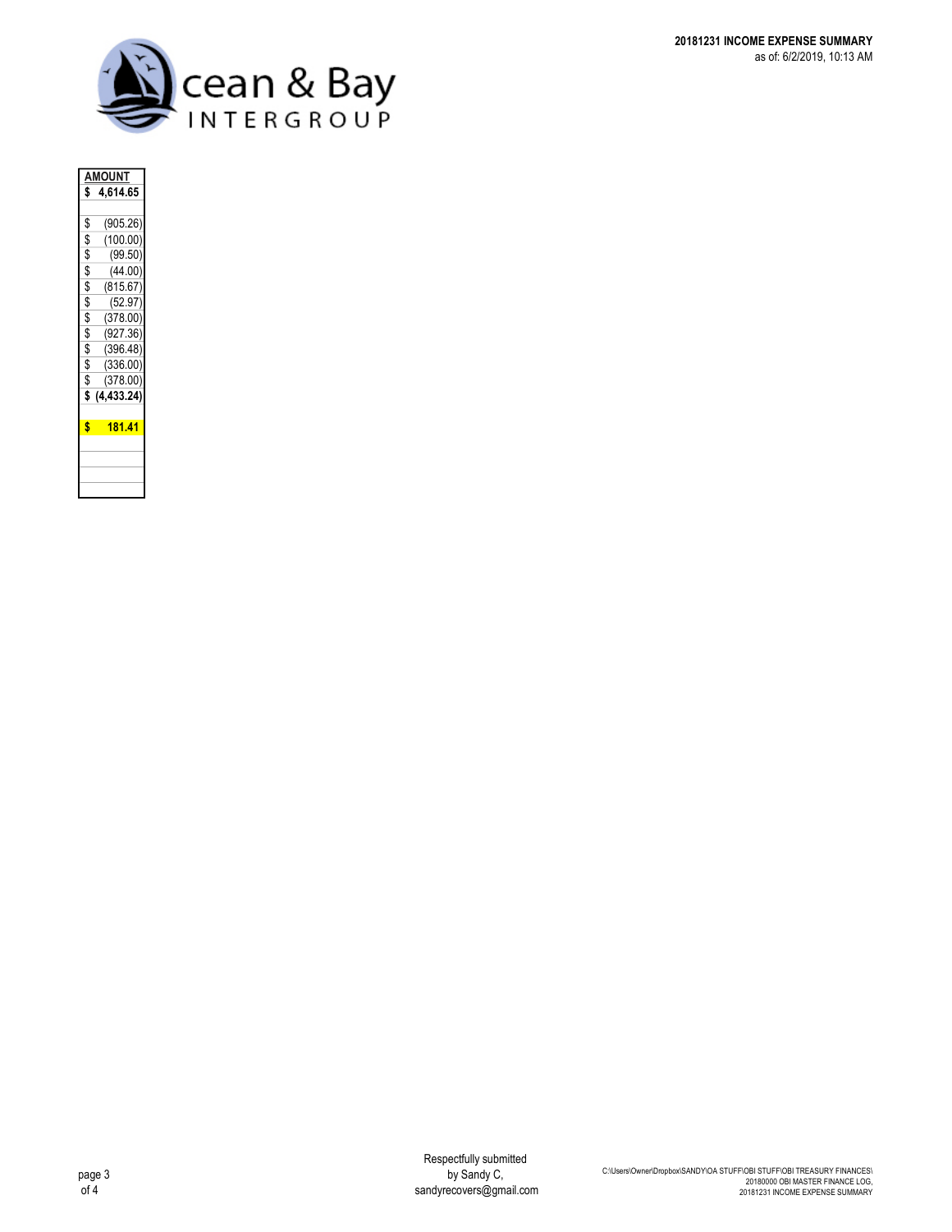| AMOUNT |
|---|
| **$ 4,614.65** |
| |
| $ (905.26) |
| $ (100.00) |
| $ (99.50) |
| $ (44.00) |
| $ (815.67) |
| $ (52.97) |
| $ (378.00) |
| $ (927.36) |
| $ (396.48) |
| $ (336.00) |
| $ (378.00) |
| **$ (4,433.24)** |
| |
| **$ 181.41** |
| |
| |
| |
| |

Respectfully submitted
by Sandy C,
sandyrecovers@gmail.com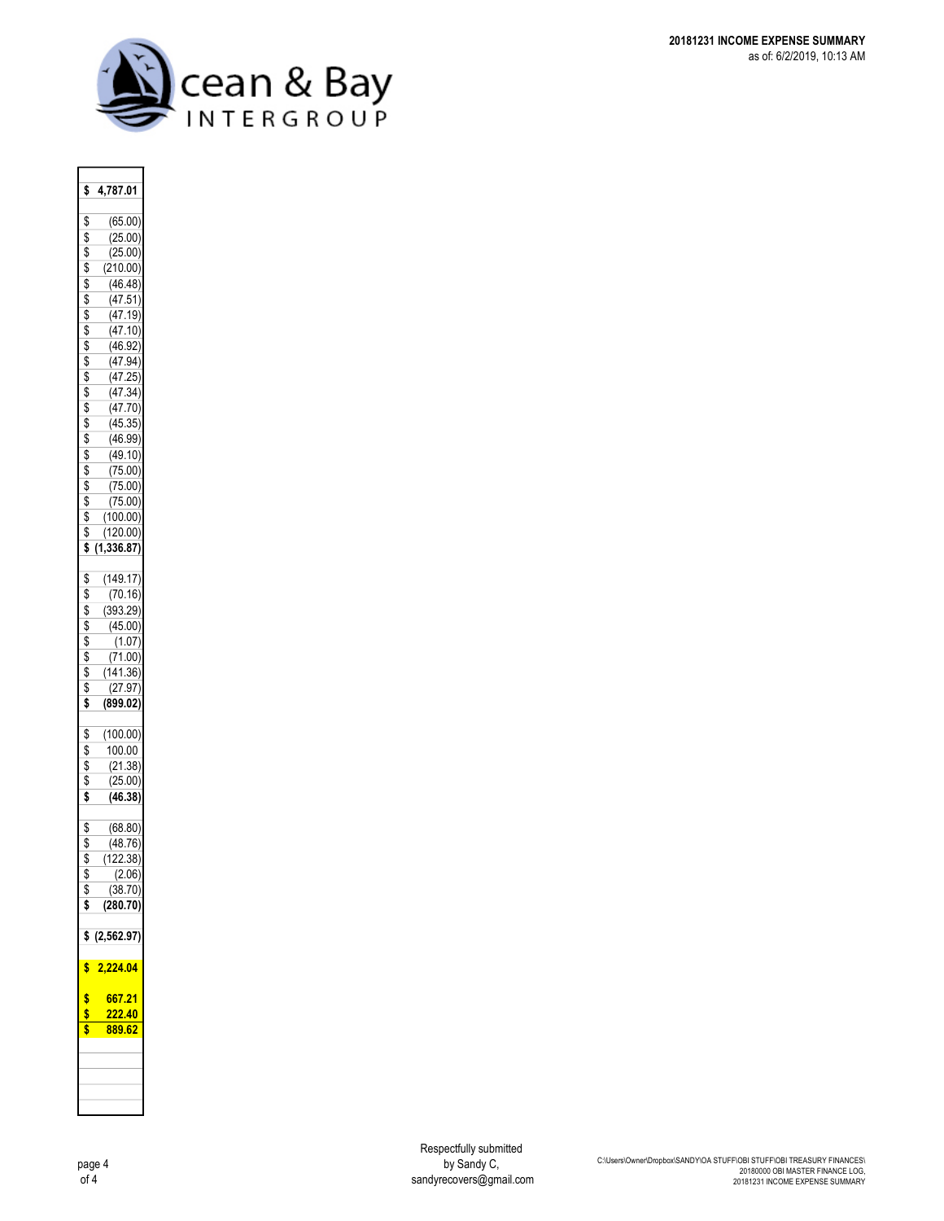**20181231 INCOME EXPENSE SUMMARY**
as of: 6/2/2019, 10:13 AM

| |
|---|
| **$ 4,787.01** |
| |
| $ (65.00) |
| $ (25.00) |
| $ (25.00) |
| $ (210.00) |
| $ (46.48) |
| $ (47.51) |
| $ (47.19) |
| $ (47.10) |
| $ (46.92) |
| $ (47.94) |
| $ (47.25) |
| $ (47.34) |
| $ (47.70) |
| $ (45.35) |
| $ (46.99) |
| $ (49.10) |
| $ (75.00) |
| $ (75.00) |
| $ (75.00) |
| $ (100.00) |
| $ (120.00) |
| **$ (1,336.87)** |
| |
| $ (149.17) |
| $ (70.16) |
| $ (393.29) |
| $ (45.00) |
| $ (1.07) |
| $ (71.00) |
| $ (141.36) |
| $ (27.97) |
| **$ (899.02)** |
| |
| $ (100.00) |
| $ 100.00 |
| $ (21.38) |
| $ (25.00) |
| **$ (46.38)** |
| |
| $ (68.80) |
| $ (48.76) |
| $ (122.38) |
| $ (2.06) |
| $ (38.70) |
| **$ (280.70)** |
| |
| **$ (2,562.97)** |
| |
| **$ 2,224.04** |
| |
| **$ 667.21** |
| **$ 222.40** |
| **$ 889.62** |

Respectfully submitted
by Sandy C,
sandyrecovers@gmail.com

C:\Users\Owner\Dropbox\SANDY\OA STUFF\OBI STUFF\OBI TREASURY FINANCES\20180000 OBI MASTER FINANCE LOG, 20181231 INCOME EXPENSE SUMMARY